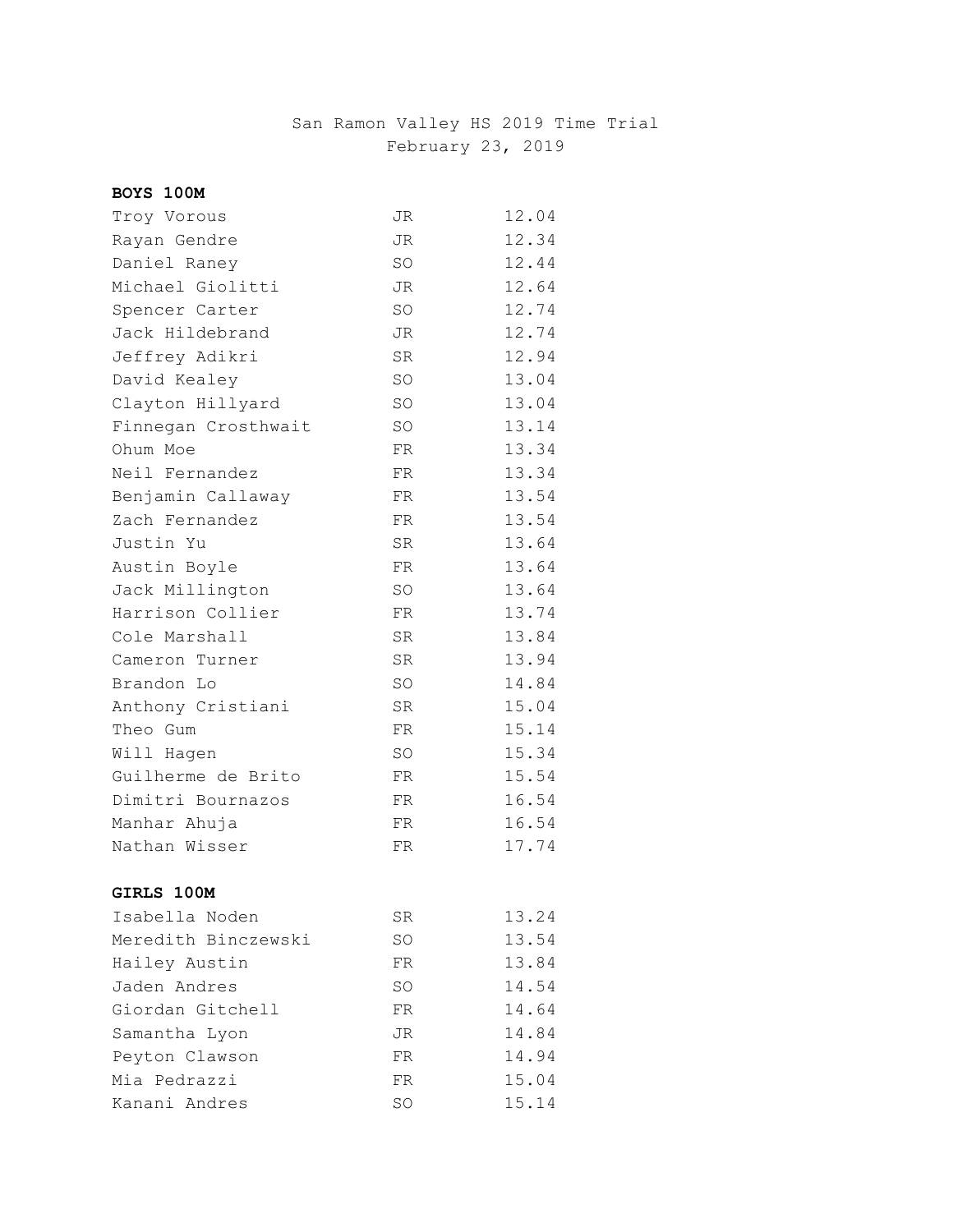San Ramon Valley HS 2019 Time Trial
February 23, 2019

**BOYS 100M**

| Name | Grade | Time |
|---|---|---|
| Troy Vorous | JR | 12.04 |
| Rayan Gendre | JR | 12.34 |
| Daniel Raney | SO | 12.44 |
| Michael Giolitti | JR | 12.64 |
| Spencer Carter | SO | 12.74 |
| Jack Hildebrand | JR | 12.74 |
| Jeffrey Adikri | SR | 12.94 |
| David Kealey | SO | 13.04 |
| Clayton Hillyard | SO | 13.04 |
| Finnegan Crosthwait | SO | 13.14 |
| Ohum Moe | FR | 13.34 |
| Neil Fernandez | FR | 13.34 |
| Benjamin Callaway | FR | 13.54 |
| Zach Fernandez | FR | 13.54 |
| Justin Yu | SR | 13.64 |
| Austin Boyle | FR | 13.64 |
| Jack Millington | SO | 13.64 |
| Harrison Collier | FR | 13.74 |
| Cole Marshall | SR | 13.84 |
| Cameron Turner | SR | 13.94 |
| Brandon Lo | SO | 14.84 |
| Anthony Cristiani | SR | 15.04 |
| Theo Gum | FR | 15.14 |
| Will Hagen | SO | 15.34 |
| Guilherme de Brito | FR | 15.54 |
| Dimitri Bournazos | FR | 16.54 |
| Manhar Ahuja | FR | 16.54 |
| Nathan Wisser | FR | 17.74 |

**GIRLS 100M**

| Name | Grade | Time |
|---|---|---|
| Isabella Noden | SR | 13.24 |
| Meredith Binczewski | SO | 13.54 |
| Hailey Austin | FR | 13.84 |
| Jaden Andres | SO | 14.54 |
| Giordan Gitchell | FR | 14.64 |
| Samantha Lyon | JR | 14.84 |
| Peyton Clawson | FR | 14.94 |
| Mia Pedrazzi | FR | 15.04 |
| Kanani Andres | SO | 15.14 |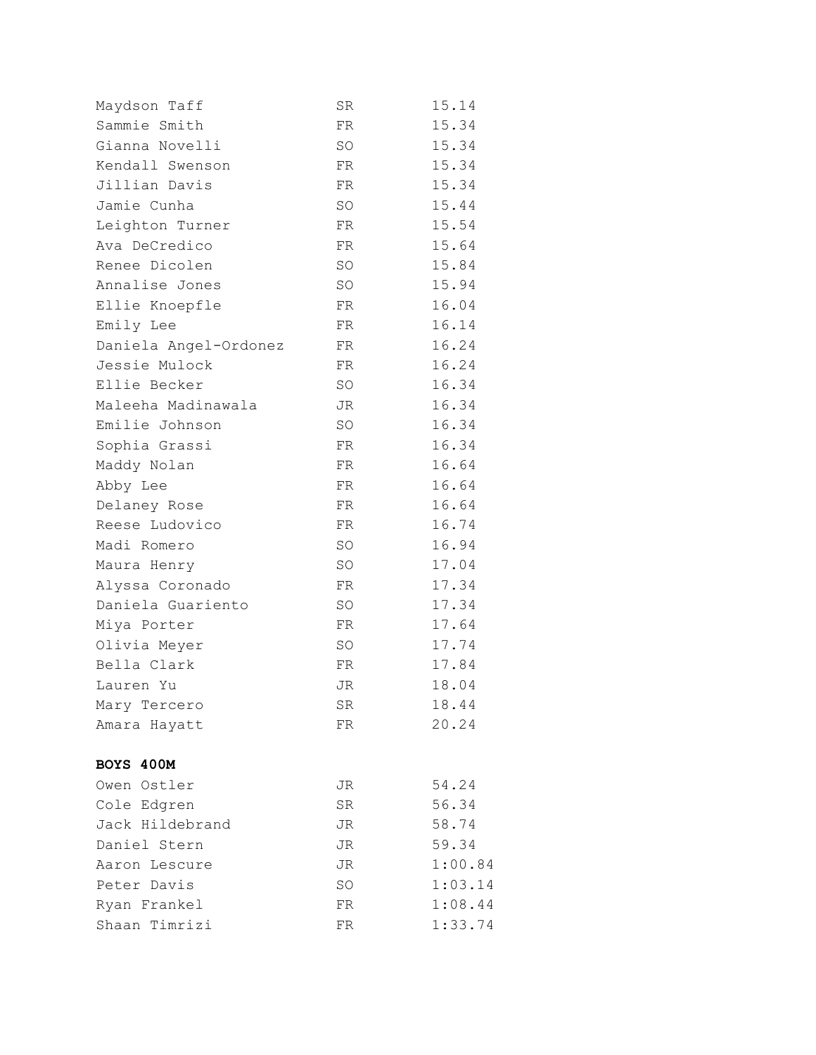| | | |
|---|---|---|
| Maydson Taff | SR | 15.14 |
| Sammie Smith | FR | 15.34 |
| Gianna Novelli | SO | 15.34 |
| Kendall Swenson | FR | 15.34 |
| Jillian Davis | FR | 15.34 |
| Jamie Cunha | SO | 15.44 |
| Leighton Turner | FR | 15.54 |
| Ava DeCredico | FR | 15.64 |
| Renee Dicolen | SO | 15.84 |
| Annalise Jones | SO | 15.94 |
| Ellie Knoepfle | FR | 16.04 |
| Emily Lee | FR | 16.14 |
| Daniela Angel-Ordonez | FR | 16.24 |
| Jessie Mulock | FR | 16.24 |
| Ellie Becker | SO | 16.34 |
| Maleeha Madinawala | JR | 16.34 |
| Emilie Johnson | SO | 16.34 |
| Sophia Grassi | FR | 16.34 |
| Maddy Nolan | FR | 16.64 |
| Abby Lee | FR | 16.64 |
| Delaney Rose | FR | 16.64 |
| Reese Ludovico | FR | 16.74 |
| Madi Romero | SO | 16.94 |
| Maura Henry | SO | 17.04 |
| Alyssa Coronado | FR | 17.34 |
| Daniela Guariento | SO | 17.34 |
| Miya Porter | FR | 17.64 |
| Olivia Meyer | SO | 17.74 |
| Bella Clark | FR | 17.84 |
| Lauren Yu | JR | 18.04 |
| Mary Tercero | SR | 18.44 |
| Amara Hayatt | FR | 20.24 |

**BOYS 400M**

| | | |
|---|---|---|
| Owen Ostler | JR | 54.24 |
| Cole Edgren | SR | 56.34 |
| Jack Hildebrand | JR | 58.74 |
| Daniel Stern | JR | 59.34 |
| Aaron Lescure | JR | 1:00.84 |
| Peter Davis | SO | 1:03.14 |
| Ryan Frankel | FR | 1:08.44 |
| Shaan Timrizi | FR | 1:33.74 |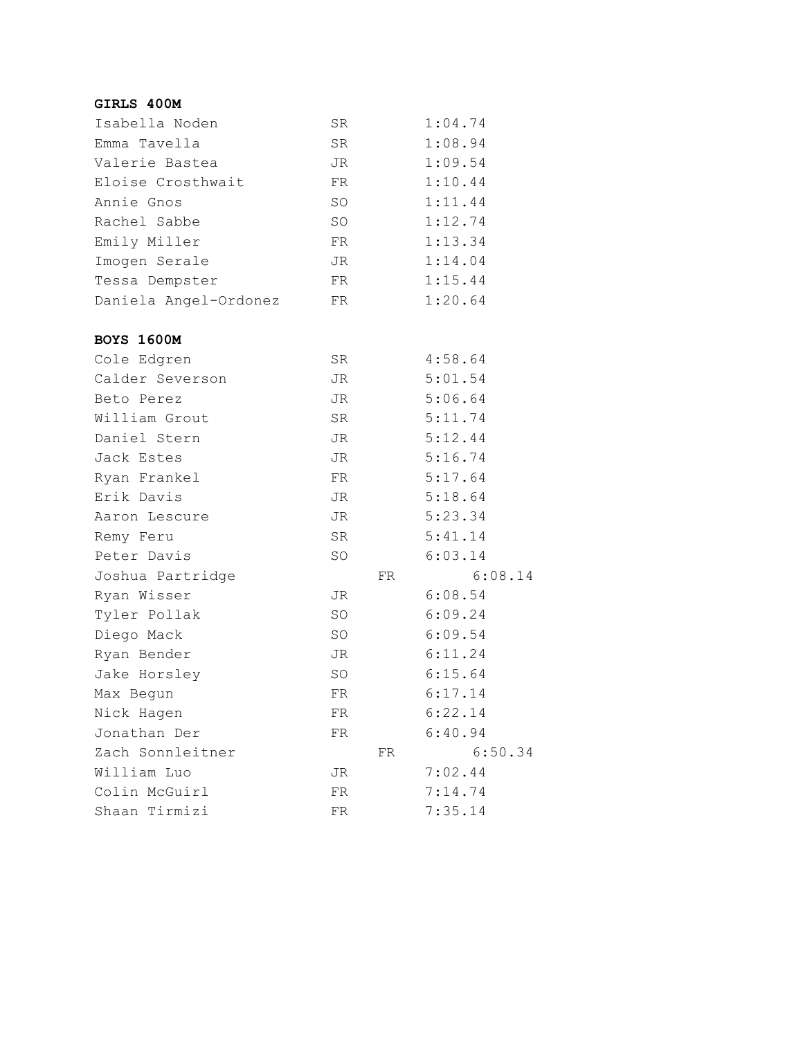**GIRLS 400M**

| | | |
|---|---|---|
| Isabella Noden | SR | 1:04.74 |
| Emma Tavella | SR | 1:08.94 |
| Valerie Bastea | JR | 1:09.54 |
| Eloise Crosthwait | FR | 1:10.44 |
| Annie Gnos | SO | 1:11.44 |
| Rachel Sabbe | SO | 1:12.74 |
| Emily Miller | FR | 1:13.34 |
| Imogen Serale | JR | 1:14.04 |
| Tessa Dempster | FR | 1:15.44 |
| Daniela Angel-Ordonez | FR | 1:20.64 |

**BOYS 1600M**

| | | |
|---|---|---|
| Cole Edgren | SR | 4:58.64 |
| Calder Severson | JR | 5:01.54 |
| Beto Perez | JR | 5:06.64 |
| William Grout | SR | 5:11.74 |
| Daniel Stern | JR | 5:12.44 |
| Jack Estes | JR | 5:16.74 |
| Ryan Frankel | FR | 5:17.64 |
| Erik Davis | JR | 5:18.64 |
| Aaron Lescure | JR | 5:23.34 |
| Remy Feru | SR | 5:41.14 |
| Peter Davis | SO | 6:03.14 |
| Joshua Partridge | FR | 6:08.14 |
| Ryan Wisser | JR | 6:08.54 |
| Tyler Pollak | SO | 6:09.24 |
| Diego Mack | SO | 6:09.54 |
| Ryan Bender | JR | 6:11.24 |
| Jake Horsley | SO | 6:15.64 |
| Max Begun | FR | 6:17.14 |
| Nick Hagen | FR | 6:22.14 |
| Jonathan Der | FR | 6:40.94 |
| Zach Sonnleitner | FR | 6:50.34 |
| William Luo | JR | 7:02.44 |
| Colin McGuirl | FR | 7:14.74 |
| Shaan Tirmizi | FR | 7:35.14 |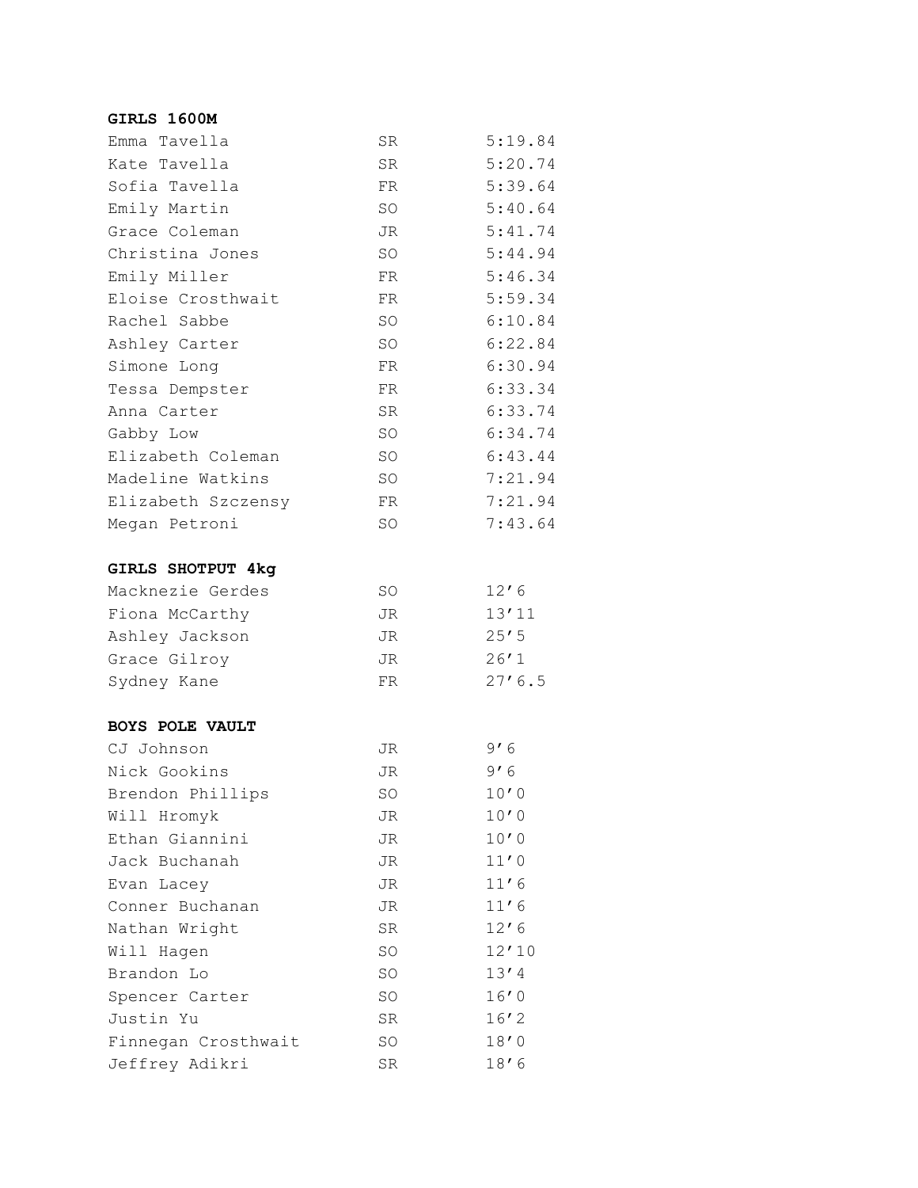**GIRLS 1600M**

| | | |
|---|---|---|
| Emma Tavella | SR | 5:19.84 |
| Kate Tavella | SR | 5:20.74 |
| Sofia Tavella | FR | 5:39.64 |
| Emily Martin | SO | 5:40.64 |
| Grace Coleman | JR | 5:41.74 |
| Christina Jones | SO | 5:44.94 |
| Emily Miller | FR | 5:46.34 |
| Eloise Crosthwait | FR | 5:59.34 |
| Rachel Sabbe | SO | 6:10.84 |
| Ashley Carter | SO | 6:22.84 |
| Simone Long | FR | 6:30.94 |
| Tessa Dempster | FR | 6:33.34 |
| Anna Carter | SR | 6:33.74 |
| Gabby Low | SO | 6:34.74 |
| Elizabeth Coleman | SO | 6:43.44 |
| Madeline Watkins | SO | 7:21.94 |
| Elizabeth Szczensy | FR | 7:21.94 |
| Megan Petroni | SO | 7:43.64 |

**GIRLS SHOTPUT 4kg**

| | | |
|---|---|---|
| Macknezie Gerdes | SO | 12’6 |
| Fiona McCarthy | JR | 13’11 |
| Ashley Jackson | JR | 25’5 |
| Grace Gilroy | JR | 26’1 |
| Sydney Kane | FR | 27’6.5 |

**BOYS POLE VAULT**

| | | |
|---|---|---|
| CJ Johnson | JR | 9’6 |
| Nick Gookins | JR | 9’6 |
| Brendon Phillips | SO | 10’0 |
| Will Hromyk | JR | 10’0 |
| Ethan Giannini | JR | 10’0 |
| Jack Buchanah | JR | 11’0 |
| Evan Lacey | JR | 11’6 |
| Conner Buchanan | JR | 11’6 |
| Nathan Wright | SR | 12’6 |
| Will Hagen | SO | 12’10 |
| Brandon Lo | SO | 13’4 |
| Spencer Carter | SO | 16’0 |
| Justin Yu | SR | 16’2 |
| Finnegan Crosthwait | SO | 18’0 |
| Jeffrey Adikri | SR | 18’6 |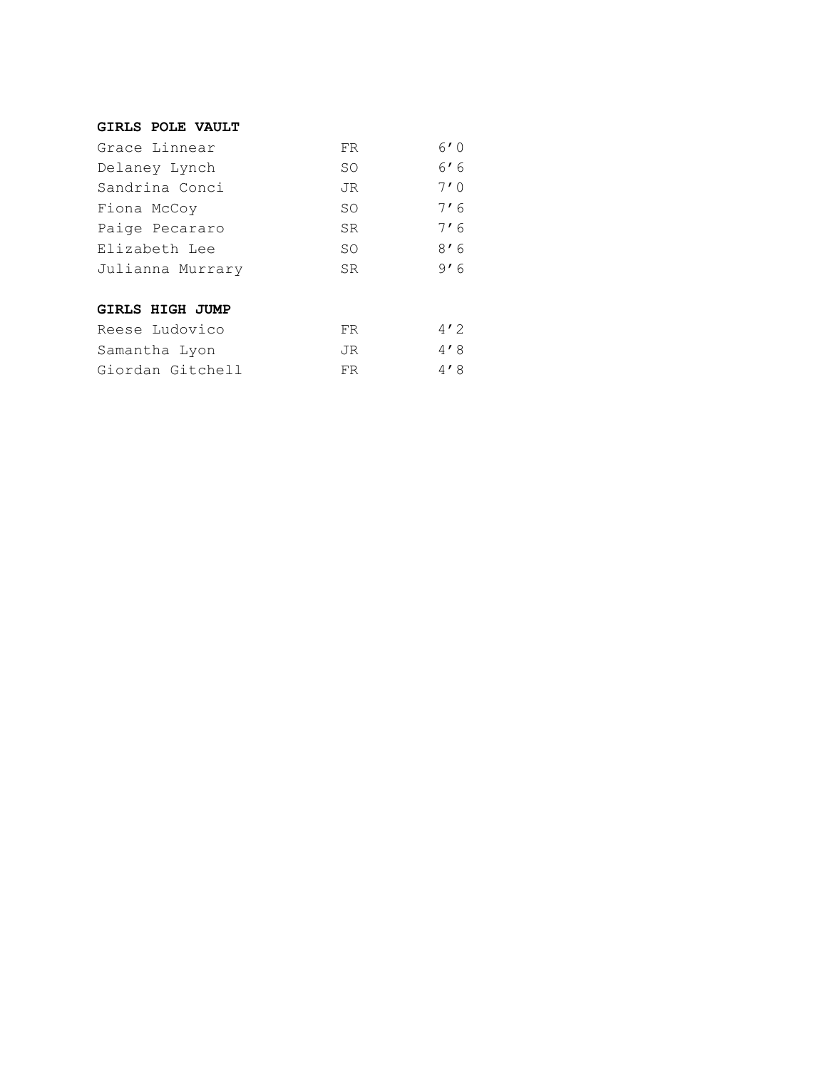**GIRLS POLE VAULT**

| | | |
|---|---|---|
| Grace Linnear | FR | 6’0 |
| Delaney Lynch | SO | 6’6 |
| Sandrina Conci | JR | 7’0 |
| Fiona McCoy | SO | 7’6 |
| Paige Pecararo | SR | 7’6 |
| Elizabeth Lee | SO | 8’6 |
| Julianna Murrary | SR | 9’6 |

**GIRLS HIGH JUMP**

| | | |
|---|---|---|
| Reese Ludovico | FR | 4’2 |
| Samantha Lyon | JR | 4’8 |
| Giordan Gitchell | FR | 4’8 |